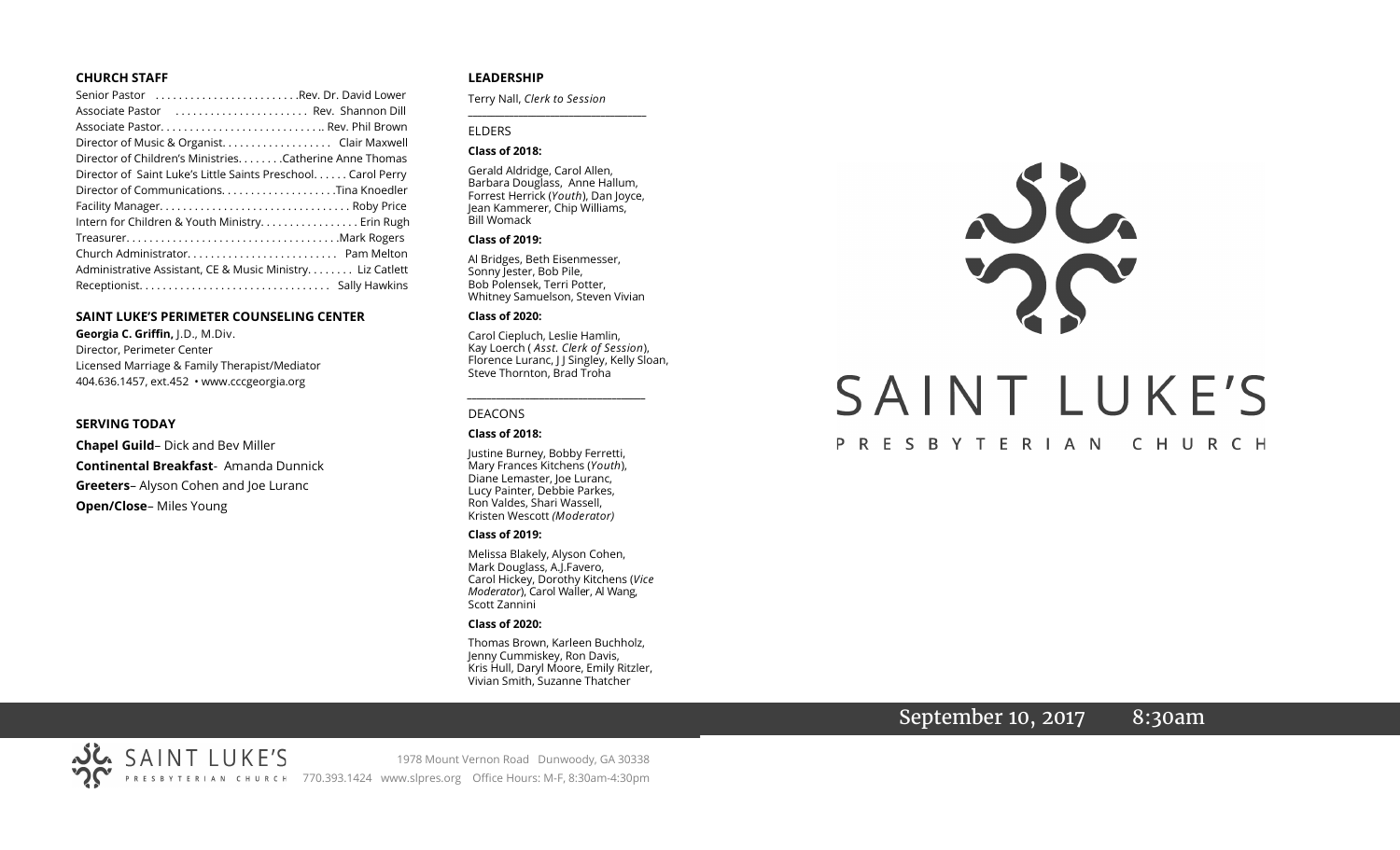## CHURCH STAFF

Senior Pastor . . . . . . . . . . . . . . . . . . . . . . . . .Rev. Dr. David Lower
Associate Pastor . . . . . . . . . . . . . . . . . . . . . . . Rev. Shannon Dill
Associate Pastor. . . . . . . . . . . . . . . . . . . . . . . . . . . .. Rev. Phil Brown
Director of Music & Organist. . . . . . . . . . . . . . . . . . . Clair Maxwell
Director of Children's Ministries. . . . . . . .Catherine Anne Thomas
Director of Saint Luke's Little Saints Preschool. . . . . . Carol Perry
Director of Communications. . . . . . . . . . . . . . . . . . . .Tina Knoedler
Facility Manager. . . . . . . . . . . . . . . . . . . . . . . . . . . . . . . . . Roby Price
Intern for Children & Youth Ministry. . . . . . . . . . . . . . . . . Erin Rugh
Treasurer. . . . . . . . . . . . . . . . . . . . . . . . . . . . . . . . . . . . .Mark Rogers
Church Administrator. . . . . . . . . . . . . . . . . . . . . . . . . . Pam Melton
Administrative Assistant, CE & Music Ministry. . . . . . . . Liz Catlett
Receptionist. . . . . . . . . . . . . . . . . . . . . . . . . . . . . . . . . Sally Hawkins

## SAINT LUKE'S PERIMETER COUNSELING CENTER

**Georgia C. Griffin,** J.D., M.Div.
Director, Perimeter Center
Licensed Marriage & Family Therapist/Mediator
404.636.1457, ext.452 • www.cccgeorgia.org

## SERVING TODAY

**Chapel Guild**– Dick and Bev Miller
**Continental Breakfast**- Amanda Dunnick
**Greeters**– Alyson Cohen and Joe Luranc
**Open/Close**– Miles Young

## LEADERSHIP

Terry Nall, *Clerk to Session*

### ELDERS

**Class of 2018:**

Gerald Aldridge, Carol Allen, Barbara Douglass, Anne Hallum, Forrest Herrick (*Youth*), Dan Joyce, Jean Kammerer, Chip Williams, Bill Womack

**Class of 2019:**

Al Bridges, Beth Eisenmesser, Sonny Jester, Bob Pile, Bob Polensek, Terri Potter, Whitney Samuelson, Steven Vivian

**Class of 2020:**

Carol Ciepluch, Leslie Hamlin, Kay Loerch ( *Asst. Clerk of Session*), Florence Luranc, J J Singley, Kelly Sloan, Steve Thornton, Brad Troha

### DEACONS

**Class of 2018:**

Justine Burney, Bobby Ferretti, Mary Frances Kitchens (*Youth*), Diane Lemaster, Joe Luranc, Lucy Painter, Debbie Parkes, Ron Valdes, Shari Wassell, Kristen Wescott *(Moderator)*

**Class of 2019:**

Melissa Blakely, Alyson Cohen, Mark Douglass, A.J.Favero, Carol Hickey, Dorothy Kitchens (*Vice Moderator*), Carol Waller, Al Wang, Scott Zannini

**Class of 2020:**

Thomas Brown, Karleen Buchholz, Jenny Cummiskey, Ron Davis, Kris Hull, Daryl Moore, Emily Ritzler, Vivian Smith, Suzanne Thatcher

# SAINT LUKE'S

PRESBYTERIAN CHURCH

September 10, 2017 8:30am

SAINT LUKE'S PRESBYTERIAN CHURCH 1978 Mount Vernon Road Dunwoody, GA 30338 770.393.1424 www.slpres.org Office Hours: M-F, 8:30am-4:30pm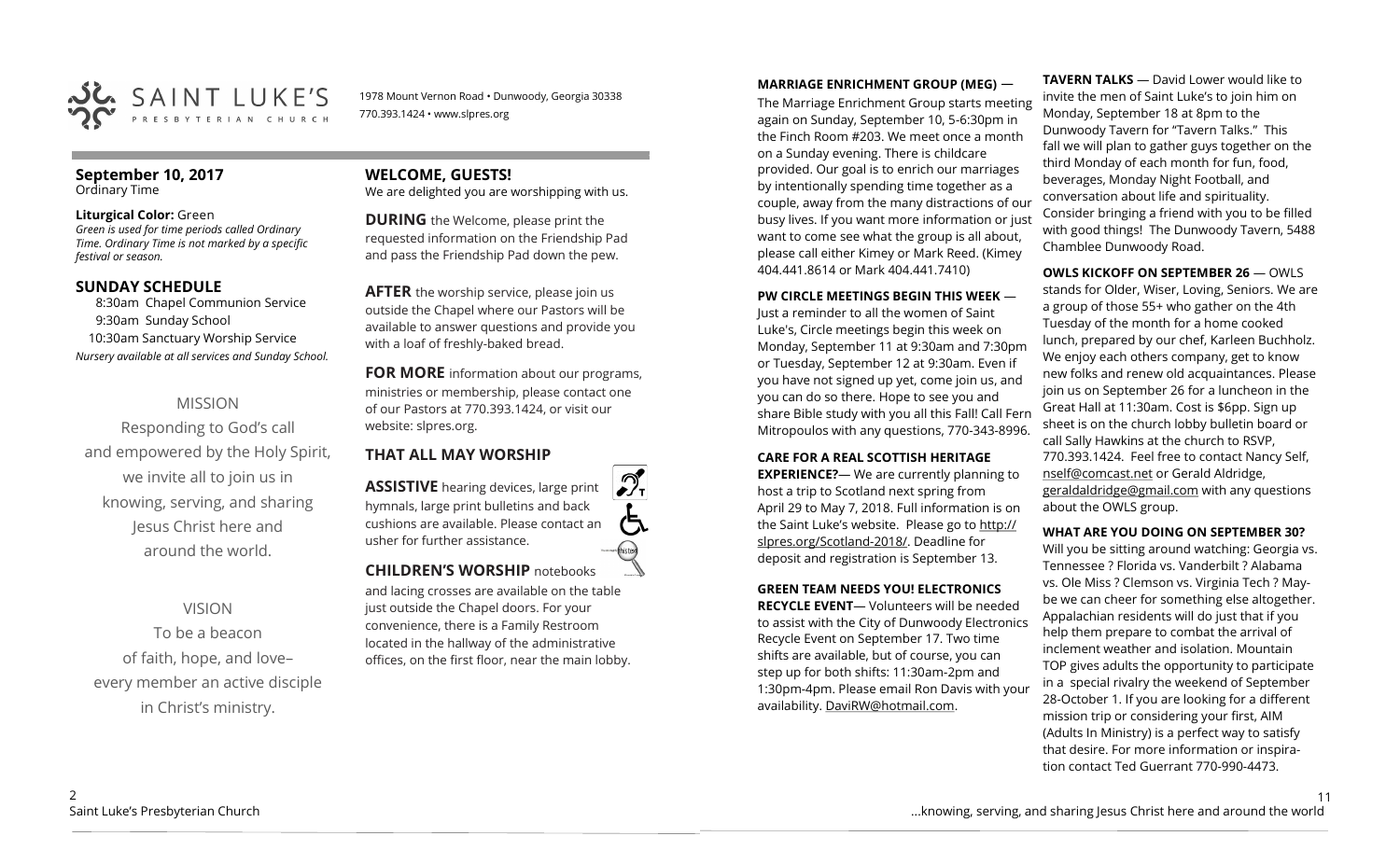SAINT LUKE'S PRESBYTERIAN CHURCH

1978 Mount Vernon Road • Dunwoody, Georgia 30338
770.393.1424 • www.slpres.org

## September 10, 2017
Ordinary Time

**Liturgical Color:** Green
*Green is used for time periods called Ordinary Time. Ordinary Time is not marked by a specific festival or season.*

## SUNDAY SCHEDULE

8:30am Chapel Communion Service
9:30am Sunday School
10:30am Sanctuary Worship Service
*Nursery available at all services and Sunday School.*

### MISSION

Responding to God's call and empowered by the Holy Spirit, we invite all to join us in knowing, serving, and sharing Jesus Christ here and around the world.

### VISION

To be a beacon of faith, hope, and love– every member an active disciple in Christ's ministry.

## WELCOME, GUESTS!

We are delighted you are worshipping with us.

**DURING** the Welcome, please print the requested information on the Friendship Pad and pass the Friendship Pad down the pew.

**AFTER** the worship service, please join us outside the Chapel where our Pastors will be available to answer questions and provide you with a loaf of freshly-baked bread.

**FOR MORE** information about our programs, ministries or membership, please contact one of our Pastors at 770.393.1424, or visit our website: slpres.org.

## THAT ALL MAY WORSHIP

**ASSISTIVE** hearing devices, large print hymnals, large print bulletins and back cushions are available. Please contact an usher for further assistance.

**CHILDREN'S WORSHIP** notebooks and lacing crosses are available on the table just outside the Chapel doors. For your convenience, there is a Family Restroom located in the hallway of the administrative offices, on the first floor, near the main lobby.

**MARRIAGE ENRICHMENT GROUP (MEG)** — The Marriage Enrichment Group starts meeting again on Sunday, September 10, 5-6:30pm in the Finch Room #203. We meet once a month on a Sunday evening. There is childcare provided. Our goal is to enrich our marriages by intentionally spending time together as a couple, away from the many distractions of our busy lives. If you want more information or just want to come see what the group is all about, please call either Kimey or Mark Reed. (Kimey 404.441.8614 or Mark 404.441.7410)

**PW CIRCLE MEETINGS BEGIN THIS WEEK** — Just a reminder to all the women of Saint Luke's, Circle meetings begin this week on Monday, September 11 at 9:30am and 7:30pm or Tuesday, September 12 at 9:30am. Even if you have not signed up yet, come join us, and you can do so there. Hope to see you and share Bible study with you all this Fall! Call Fern Mitropoulos with any questions, 770-343-8996.

**CARE FOR A REAL SCOTTISH HERITAGE EXPERIENCE?**— We are currently planning to host a trip to Scotland next spring from April 29 to May 7, 2018. Full information is on the Saint Luke's website. Please go to http://slpres.org/Scotland-2018/. Deadline for deposit and registration is September 13.

**GREEN TEAM NEEDS YOU! ELECTRONICS RECYCLE EVENT**— Volunteers will be needed to assist with the City of Dunwoody Electronics Recycle Event on September 17. Two time shifts are available, but of course, you can step up for both shifts: 11:30am-2pm and 1:30pm-4pm. Please email Ron Davis with your availability. DaviRW@hotmail.com.

**TAVERN TALKS** — David Lower would like to invite the men of Saint Luke's to join him on Monday, September 18 at 8pm to the Dunwoody Tavern for "Tavern Talks." This fall we will plan to gather guys together on the third Monday of each month for fun, food, beverages, Monday Night Football, and conversation about life and spirituality. Consider bringing a friend with you to be filled with good things! The Dunwoody Tavern, 5488 Chamblee Dunwoody Road.

**OWLS KICKOFF ON SEPTEMBER 26** — OWLS stands for Older, Wiser, Loving, Seniors. We are a group of those 55+ who gather on the 4th Tuesday of the month for a home cooked lunch, prepared by our chef, Karleen Buchholz. We enjoy each others company, get to know new folks and renew old acquaintances. Please join us on September 26 for a luncheon in the Great Hall at 11:30am. Cost is $6pp. Sign up sheet is on the church lobby bulletin board or call Sally Hawkins at the church to RSVP, 770.393.1424. Feel free to contact Nancy Self, nself@comcast.net or Gerald Aldridge, geraldaldridge@gmail.com with any questions about the OWLS group.

**WHAT ARE YOU DOING ON SEPTEMBER 30?** Will you be sitting around watching: Georgia vs. Tennessee ? Florida vs. Vanderbilt ? Alabama vs. Ole Miss ? Clemson vs. Virginia Tech ? May-be we can cheer for something else altogether. Appalachian residents will do just that if you help them prepare to combat the arrival of inclement weather and isolation. Mountain TOP gives adults the opportunity to participate in a special rivalry the weekend of September 28-October 1. If you are looking for a different mission trip or considering your first, AIM (Adults In Ministry) is a perfect way to satisfy that desire. For more information or inspira-tion contact Ted Guerrant 770-990-4473.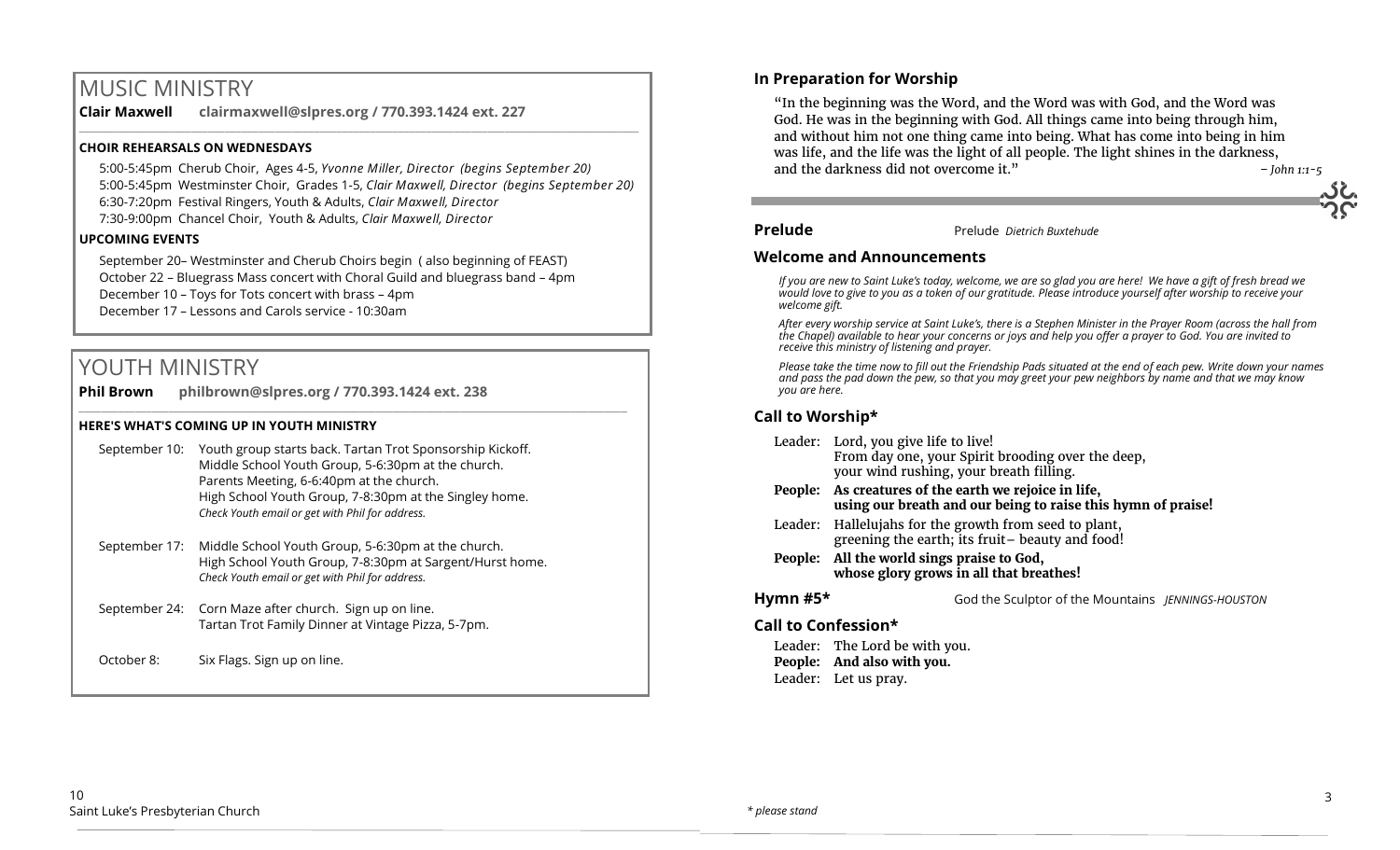## MUSIC MINISTRY

**Clair Maxwell** **clairmaxwell@slpres.org / 770.393.1424 ext. 227**

**CHOIR REHEARSALS ON WEDNESDAYS**

5:00-5:45pm Cherub Choir, Ages 4-5, *Yvonne Miller, Director (begins September 20)*
5:00-5:45pm Westminster Choir, Grades 1-5, *Clair Maxwell, Director (begins September 20)*
6:30-7:20pm Festival Ringers, Youth & Adults, *Clair Maxwell, Director*
7:30-9:00pm Chancel Choir, Youth & Adults, *Clair Maxwell, Director*

**UPCOMING EVENTS**

September 20– Westminster and Cherub Choirs begin ( also beginning of FEAST)
October 22 – Bluegrass Mass concert with Choral Guild and bluegrass band – 4pm
December 10 – Toys for Tots concert with brass – 4pm
December 17 – Lessons and Carols service - 10:30am

## YOUTH MINISTRY

**Phil Brown** **philbrown@slpres.org / 770.393.1424 ext. 238**

**HERE'S WHAT'S COMING UP IN YOUTH MINISTRY**

September 10: Youth group starts back. Tartan Trot Sponsorship Kickoff.
Middle School Youth Group, 5-6:30pm at the church.
Parents Meeting, 6-6:40pm at the church.
High School Youth Group, 7-8:30pm at the Singley home.
*Check Youth email or get with Phil for address.*

September 17: Middle School Youth Group, 5-6:30pm at the church.
High School Youth Group, 7-8:30pm at Sargent/Hurst home.
*Check Youth email or get with Phil for address.*

September 24: Corn Maze after church. Sign up on line.
Tartan Trot Family Dinner at Vintage Pizza, 5-7pm.

October 8: Six Flags. Sign up on line.

### In Preparation for Worship

"In the beginning was the Word, and the Word was with God, and the Word was God. He was in the beginning with God. All things came into being through him, and without him not one thing came into being. What has come into being in him was life, and the life was the light of all people. The light shines in the darkness, and the darkness did not overcome it." *– John 1:1-5*

**Prelude** Prelude *Dietrich Buxtehude*

### Welcome and Announcements

*If you are new to Saint Luke's today, welcome, we are so glad you are here! We have a gift of fresh bread we would love to give to you as a token of our gratitude. Please introduce yourself after worship to receive your welcome gift.*

*After every worship service at Saint Luke's, there is a Stephen Minister in the Prayer Room (across the hall from the Chapel) available to hear your concerns or joys and help you offer a prayer to God. You are invited to receive this ministry of listening and prayer.*

*Please take the time now to fill out the Friendship Pads situated at the end of each pew. Write down your names and pass the pad down the pew, so that you may greet your pew neighbors by name and that we may know you are here.*

### Call to Worship*

Leader: Lord, you give life to live!
From day one, your Spirit brooding over the deep,
your wind rushing, your breath filling.

**People: As creatures of the earth we rejoice in life,**
**using our breath and our being to raise this hymn of praise!**

Leader: Hallelujahs for the growth from seed to plant,
greening the earth; its fruit– beauty and food!

**People: All the world sings praise to God,**
**whose glory grows in all that breathes!**

**Hymn #5*** God the Sculptor of the Mountains *JENNINGS-HOUSTON*

### Call to Confession*

Leader: The Lord be with you.
**People: And also with you.**
Leader: Let us pray.

*\* please stand*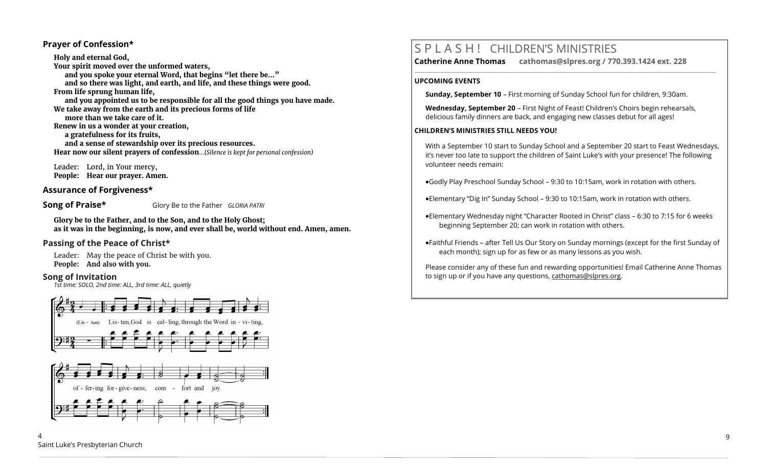### Prayer of Confession*

**Holy and eternal God,**
**Your spirit moved over the unformed waters,**
**and you spoke your eternal Word, that begins "let there be…"**
**and so there was light, and earth, and life, and these things were good.**
**From life sprung human life,**
**and you appointed us to be responsible for all the good things you have made.**
**We take away from the earth and its precious forms of life**
**more than we take care of it.**
**Renew in us a wonder at your creation,**
**a gratefulness for its fruits,**
**and a sense of stewardship over its precious resources.**
**Hear now our silent prayers of confession**…(*Silence is kept for personal confession)*

Leader: Lord, in Your mercy,
**People: Hear our prayer. Amen.**

### Assurance of Forgiveness*

### Song of Praise*

Glory Be to the Father *GLORIA PATRI*

**Glory be to the Father, and to the Son, and to the Holy Ghost;**
**as it was in the beginning, is now, and ever shall be, world without end. Amen, amen.**

### Passing of the Peace of Christ*

Leader: May the peace of Christ be with you.
**People: And also with you.**

### Song of Invitation

*1st time: SOLO, 2nd time: ALL, 3rd time: ALL, quietly*

(Lis - ten) Lis - ten, God is cal - ling, through the Word in - vi - ting, of - fer - ing for - give - ness, com - fort and joy.

## S P L A S H ! CHILDREN'S MINISTRIES

**Catherine Anne Thomas cathomas@slpres.org / 770.393.1424 ext. 228**

**UPCOMING EVENTS**

**Sunday, September 10** – First morning of Sunday School fun for children, 9:30am.

**Wednesday, September 20** – First Night of Feast! Children's Choirs begin rehearsals, delicious family dinners are back, and engaging new classes debut for all ages!

**CHILDREN'S MINISTRIES STILL NEEDS YOU!**

With a September 10 start to Sunday School and a September 20 start to Feast Wednesdays, it's never too late to support the children of Saint Luke's with your presence! The following volunteer needs remain:

- Godly Play Preschool Sunday School – 9:30 to 10:15am, work in rotation with others.
- Elementary "Dig In" Sunday School – 9:30 to 10:15am, work in rotation with others.
- Elementary Wednesday night "Character Rooted in Christ" class – 6:30 to 7:15 for 6 weeks beginning September 20; can work in rotation with others.
- Faithful Friends – after Tell Us Our Story on Sunday mornings (except for the first Sunday of each month); sign up for as few or as many lessons as you wish.

Please consider any of these fun and rewarding opportunities! Email Catherine Anne Thomas to sign up or if you have any questions, cathomas@slpres.org.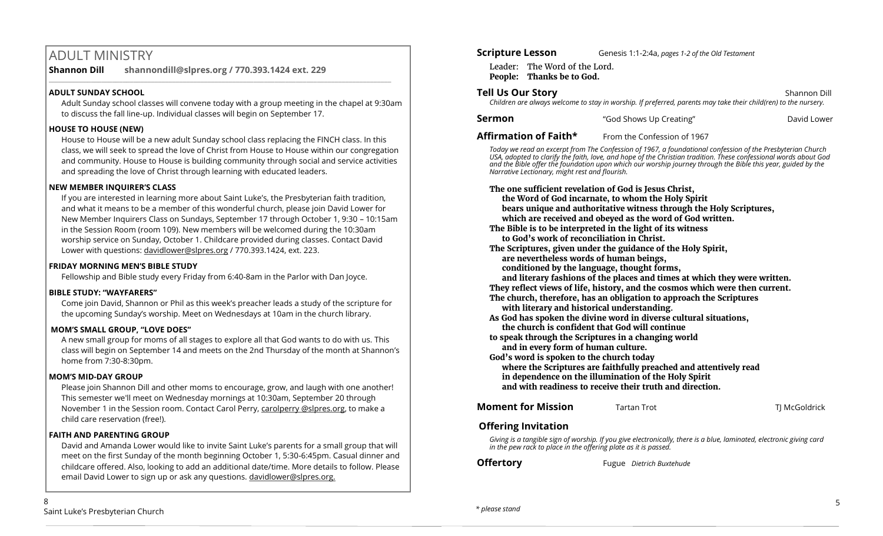## ADULT MINISTRY

**Shannon Dill shannondill@slpres.org / 770.393.1424 ext. 229**

### ADULT SUNDAY SCHOOL

Adult Sunday school classes will convene today with a group meeting in the chapel at 9:30am to discuss the fall line-up. Individual classes will begin on September 17.

### HOUSE TO HOUSE (NEW)

House to House will be a new adult Sunday school class replacing the FINCH class. In this class, we will seek to spread the love of Christ from House to House within our congregation and community. House to House is building community through social and service activities and spreading the love of Christ through learning with educated leaders.

### NEW MEMBER INQUIRER'S CLASS

If you are interested in learning more about Saint Luke's, the Presbyterian faith tradition, and what it means to be a member of this wonderful church, please join David Lower for New Member Inquirers Class on Sundays, September 17 through October 1, 9:30 – 10:15am in the Session Room (room 109). New members will be welcomed during the 10:30am worship service on Sunday, October 1. Childcare provided during classes. Contact David Lower with questions: davidlower@slpres.org / 770.393.1424, ext. 223.

### FRIDAY MORNING MEN'S BIBLE STUDY

Fellowship and Bible study every Friday from 6:40-8am in the Parlor with Dan Joyce.

### BIBLE STUDY: "WAYFARERS"

Come join David, Shannon or Phil as this week's preacher leads a study of the scripture for the upcoming Sunday's worship. Meet on Wednesdays at 10am in the church library.

### MOM'S SMALL GROUP, "LOVE DOES"

A new small group for moms of all stages to explore all that God wants to do with us. This class will begin on September 14 and meets on the 2nd Thursday of the month at Shannon's home from 7:30-8:30pm.

### MOM'S MID-DAY GROUP

Please join Shannon Dill and other moms to encourage, grow, and laugh with one another! This semester we'll meet on Wednesday mornings at 10:30am, September 20 through November 1 in the Session room. Contact Carol Perry, carolperry @slpres.org, to make a child care reservation (free!).

### FAITH AND PARENTING GROUP

David and Amanda Lower would like to invite Saint Luke's parents for a small group that will meet on the first Sunday of the month beginning October 1, 5:30-6:45pm. Casual dinner and childcare offered. Also, looking to add an additional date/time. More details to follow. Please email David Lower to sign up or ask any questions. davidlower@slpres.org.

---

**Scripture Lesson** Genesis 1:1-2:4a, *pages 1-2 of the Old Testament*

Leader: The Word of the Lord.
**People: Thanks be to God.**

**Tell Us Our Story** Shannon Dill

*Children are always welcome to stay in worship. If preferred, parents may take their child(ren) to the nursery.*

**Sermon** "God Shows Up Creating" David Lower

**Affirmation of Faith*** From the Confession of 1967

*Today we read an excerpt from The Confession of 1967, a foundational confession of the Presbyterian Church USA, adopted to clarify the faith, love, and hope of the Christian tradition. These confessional words about God and the Bible offer the foundation upon which our worship journey through the Bible this year, guided by the Narrative Lectionary, might rest and flourish.*

**The one sufficient revelation of God is Jesus Christ,**
**the Word of God incarnate, to whom the Holy Spirit**
**bears unique and authoritative witness through the Holy Scriptures,**
**which are received and obeyed as the word of God written.**
**The Bible is to be interpreted in the light of its witness**
**to God's work of reconciliation in Christ.**
**The Scriptures, given under the guidance of the Holy Spirit,**
**are nevertheless words of human beings,**
**conditioned by the language, thought forms,**
**and literary fashions of the places and times at which they were written.**
**They reflect views of life, history, and the cosmos which were then current.**
**The church, therefore, has an obligation to approach the Scriptures**
**with literary and historical understanding.**
**As God has spoken the divine word in diverse cultural situations,**
**the church is confident that God will continue**
**to speak through the Scriptures in a changing world**
**and in every form of human culture.**
**God's word is spoken to the church today**
**where the Scriptures are faithfully preached and attentively read**
**in dependence on the illumination of the Holy Spirit**
**and with readiness to receive their truth and direction.**

**Moment for Mission** Tartan Trot TJ McGoldrick

**Offering Invitation**

*Giving is a tangible sign of worship. If you give electronically, there is a blue, laminated, electronic giving card in the pew rack to place in the offering plate as it is passed.*

**Offertory** Fugue *Dietrich Buxtehude*

*\* please stand*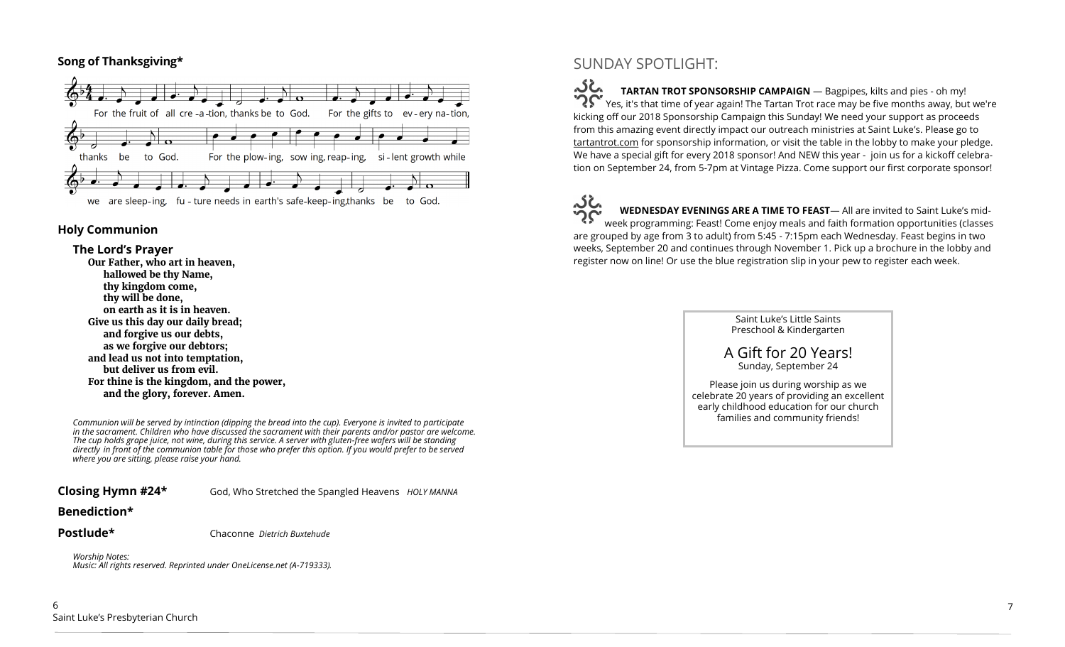**Song of Thanksgiving***

For the fruit of all cre-a-tion, thanks be to God. For the gifts to ev-ery na-tion, thanks be to God. For the plow-ing, sow ing, reap-ing, si-lent growth while we are sleep-ing, fu-ture needs in earth's safe-keep-ing, thanks be to God.

**Holy Communion**

**The Lord's Prayer**

**Our Father, who art in heaven,**
**hallowed be thy Name,**
**thy kingdom come,**
**thy will be done,**
**on earth as it is in heaven.**
**Give us this day our daily bread;**
**and forgive us our debts,**
**as we forgive our debtors;**
**and lead us not into temptation,**
**but deliver us from evil.**
**For thine is the kingdom, and the power,**
**and the glory, forever. Amen.**

*Communion will be served by intinction (dipping the bread into the cup). Everyone is invited to participate in the sacrament. Children who have discussed the sacrament with their parents and/or pastor are welcome. The cup holds grape juice, not wine, during this service. A server with gluten-free wafers will be standing directly in front of the communion table for those who prefer this option. If you would prefer to be served where you are sitting, please raise your hand.*

**Closing Hymn #24*** God, Who Stretched the Spangled Heavens *HOLY MANNA*

**Benediction***

**Postlude*** Chaconne *Dietrich Buxtehude*

*Worship Notes:*
*Music: All rights reserved. Reprinted under OneLicense.net (A-719333).*

## SUNDAY SPOTLIGHT:

**TARTAN TROT SPONSORSHIP CAMPAIGN** — Bagpipes, kilts and pies - oh my! Yes, it's that time of year again! The Tartan Trot race may be five months away, but we're kicking off our 2018 Sponsorship Campaign this Sunday! We need your support as proceeds from this amazing event directly impact our outreach ministries at Saint Luke's. Please go to tartantrot.com for sponsorship information, or visit the table in the lobby to make your pledge. We have a special gift for every 2018 sponsor! And NEW this year - join us for a kickoff celebration on September 24, from 5-7pm at Vintage Pizza. Come support our first corporate sponsor!

**WEDNESDAY EVENINGS ARE A TIME TO FEAST**— All are invited to Saint Luke's mid-week programming: Feast! Come enjoy meals and faith formation opportunities (classes are grouped by age from 3 to adult) from 5:45 - 7:15pm each Wednesday. Feast begins in two weeks, September 20 and continues through November 1. Pick up a brochure in the lobby and register now on line! Or use the blue registration slip in your pew to register each week.

Saint Luke's Little Saints
Preschool & Kindergarten

A Gift for 20 Years!
Sunday, September 24

Please join us during worship as we celebrate 20 years of providing an excellent early childhood education for our church families and community friends!